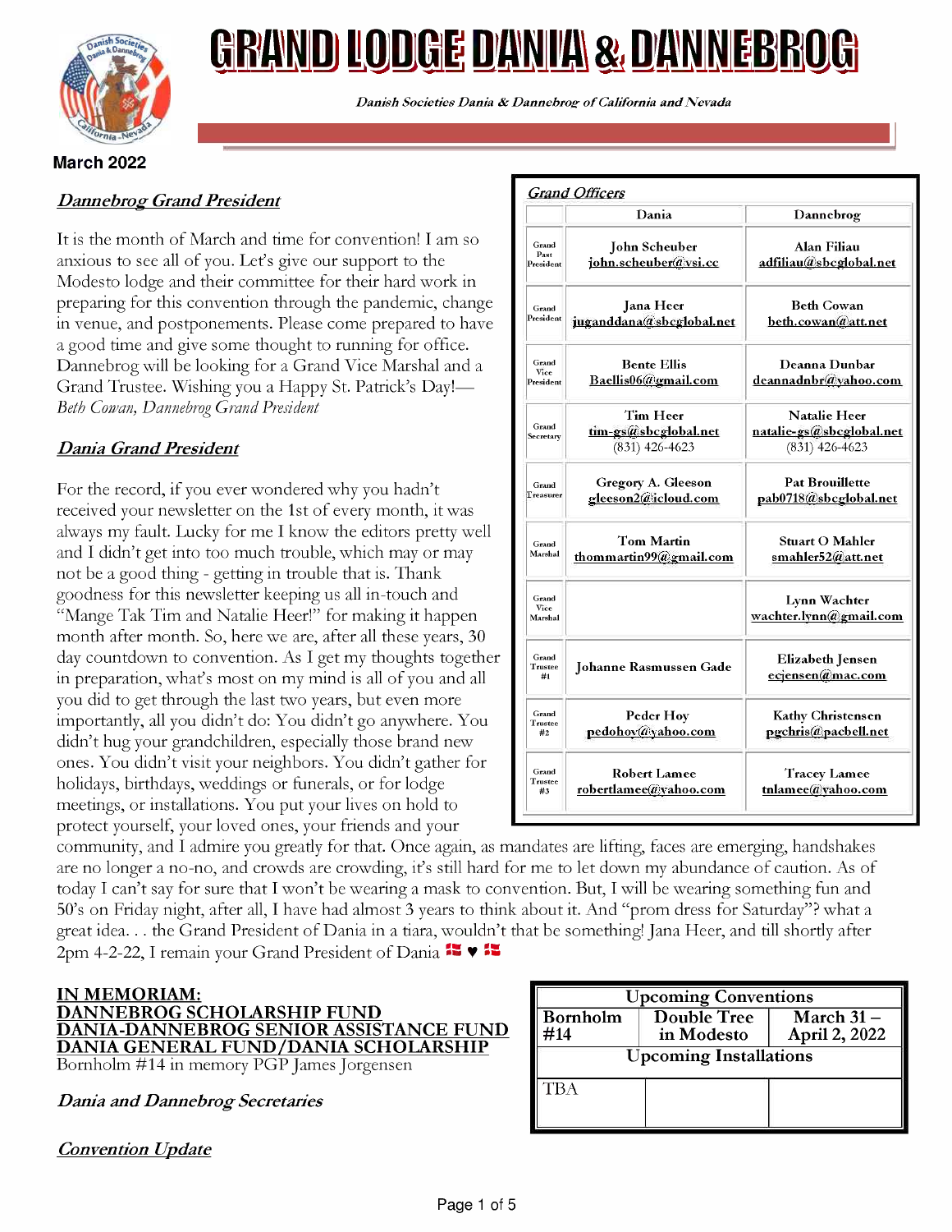# GRAND LODGE DANIA & DANNEBROG

*Danish Societies Dania & Dannebrog of California and Nevada*

**March 2022**

## *Dannebrog Grand President*

It is the month of March and time for convention! I am so anxious to see all of you. Let's give our support to the Modesto lodge and their committee for their hard work in preparing for this convention through the pandemic, change in venue, and postponements. Please come prepared to have a good time and give some thought to running for office. Dannebrog will be looking for a Grand Vice Marshal and a Grand Trustee. Wishing you a Happy St. Patrick's Day!—*Beth Cowan, Dannebrog Grand President*

## *Dania Grand President*

For the record, if you ever wondered why you hadn't received your newsletter on the 1st of every month, it was always my fault. Lucky for me I know the editors pretty well and I didn't get into too much trouble, which may or may not be a good thing - getting in trouble that is. Thank goodness for this newsletter keeping us all in-touch and "Mange Tak Tim and Natalie Heer!" for making it happen month after month. So, here we are, after all these years, 30 day countdown to convention. As I get my thoughts together in preparation, what's most on my mind is all of you and all you did to get through the last two years, but even more importantly, all you didn't do: You didn't go anywhere. You didn't hug your grandchildren, especially those brand new ones. You didn't visit your neighbors. You didn't gather for holidays, birthdays, weddings or funerals, or for lodge meetings, or installations. You put your lives on hold to protect yourself, your loved ones, your friends and your community, and I admire you greatly for that. Once again, as mandates are lifting, faces are emerging, handshakes are no longer a no-no, and crowds are crowding, it's still hard for me to let down my abundance of caution. As of today I can't say for sure that I won't be wearing a mask to convention. But, I will be wearing something fun and 50's on Friday night, after all, I have had almost 3 years to think about it. And "prom dress for Saturday"? what a great idea. . . the Grand President of Dania in a tiara, wouldn't that be something! Jana Heer, and till shortly after 2pm 4-2-22, I remain your Grand President of Dania 🇩🇰 ♥ 🇩🇰

## *Grand Officers*

| | Dania | Dannebrog |
|---|---|---|
| Grand Past President | John Scheuber john.scheuber@vsi.cc | Alan Filiau adfiliau@sbcglobal.net |
| Grand President | Jana Heer juganddana@sbcglobal.net | Beth Cowan beth.cowan@att.net |
| Grand Vice President | Bente Ellis Baellis06@gmail.com | Deanna Dunbar deannadnbr@yahoo.com |
| Grand Secretary | Tim Heer tim-gs@sbcglobal.net (831) 426-4623 | Natalie Heer natalie-gs@sbcglobal.net (831) 426-4623 |
| Grand Treasurer | Gregory A. Gleeson gleeson2@icloud.com | Pat Brouillette pab0718@sbcglobal.net |
| Grand Marshal | Tom Martin thommartin99@gmail.com | Stuart O Mahler smahler52@att.net |
| Grand Vice Marshal | | Lynn Wachter wachter.lynn@gmail.com |
| Grand Trustee #1 | Johanne Rasmussen Gade | Elizabeth Jensen ecjensen@mac.com |
| Grand Trustee #2 | Peder Hoy pedohoy@yahoo.com | Kathy Christensen pgchris@pacbell.net |
| Grand Trustee #3 | Robert Lamee robertlamee@yahoo.com | Tracey Lamee tnlamee@yahoo.com |

**IN MEMORIAM:**
**DANNEBROG SCHOLARSHIP FUND**
**DANIA-DANNEBROG SENIOR ASSISTANCE FUND**
**DANIA GENERAL FUND/DANIA SCHOLARSHIP**

Bornholm #14 in memory PGP James Jorgensen

| Upcoming Conventions | | |
|---|---|---|
| Bornholm #14 | Double Tree in Modesto | March 31 – April 2, 2022 |
| **Upcoming Installations** | | |
| TBA | | |

## *Dania and Dannebrog Secretaries*

## *Convention Update*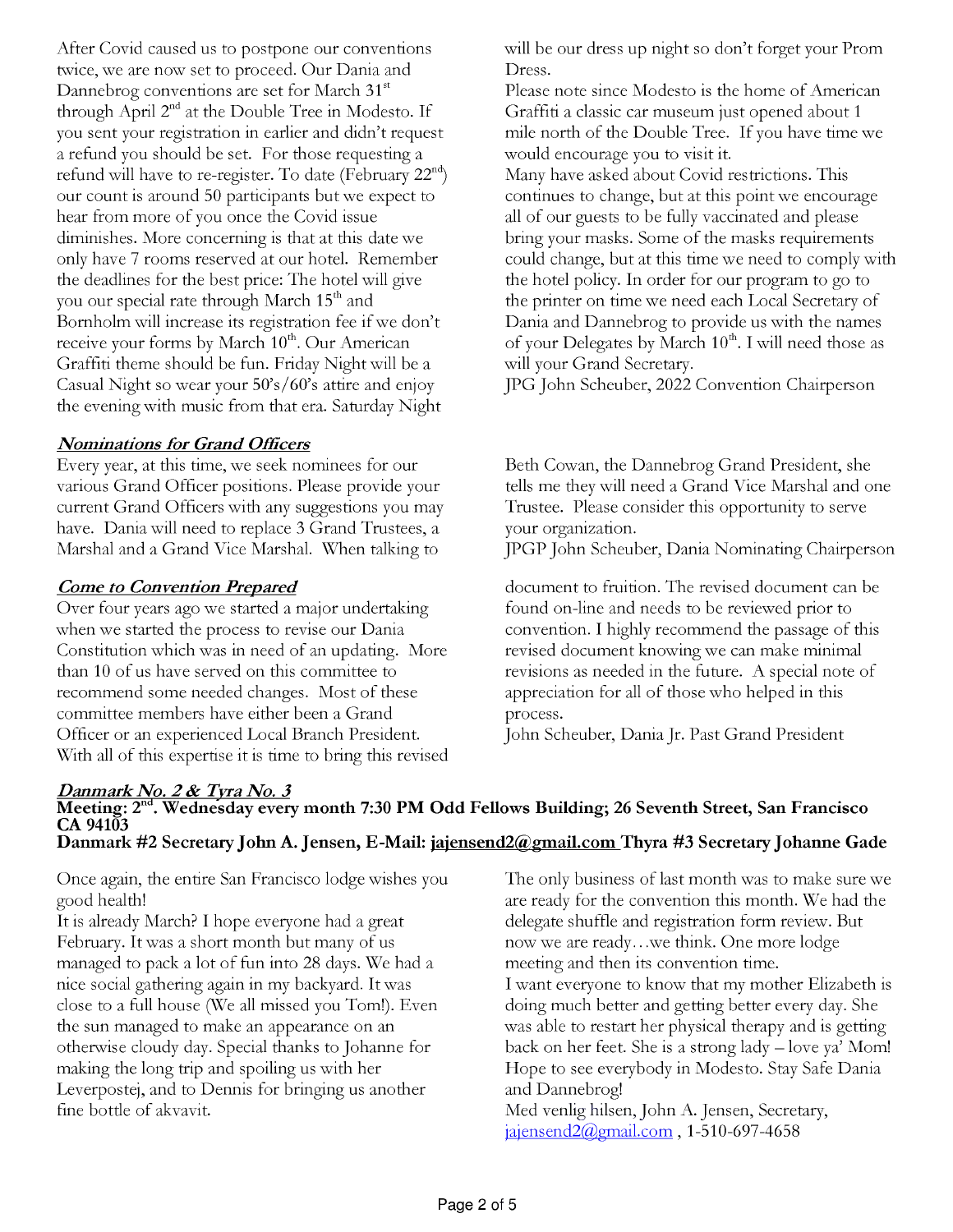After Covid caused us to postpone our conventions twice, we are now set to proceed. Our Dania and Dannebrog conventions are set for March 31st through April 2nd at the Double Tree in Modesto. If you sent your registration in earlier and didn't request a refund you should be set. For those requesting a refund will have to re-register. To date (February 22nd) our count is around 50 participants but we expect to hear from more of you once the Covid issue diminishes. More concerning is that at this date we only have 7 rooms reserved at our hotel. Remember the deadlines for the best price: The hotel will give you our special rate through March 15th and Bornholm will increase its registration fee if we don't receive your forms by March 10th. Our American Graffiti theme should be fun. Friday Night will be a Casual Night so wear your 50's/60's attire and enjoy the evening with music from that era. Saturday Night will be our dress up night so don't forget your Prom Dress.

Please note since Modesto is the home of American Graffiti a classic car museum just opened about 1 mile north of the Double Tree. If you have time we would encourage you to visit it.

Many have asked about Covid restrictions. This continues to change, but at this point we encourage all of our guests to be fully vaccinated and please bring your masks. Some of the masks requirements could change, but at this time we need to comply with the hotel policy. In order for our program to go to the printer on time we need each Local Secretary of Dania and Dannebrog to provide us with the names of your Delegates by March 10th. I will need those as will your Grand Secretary.

JPG John Scheuber, 2022 Convention Chairperson

## *Nominations for Grand Officers*

Every year, at this time, we seek nominees for our various Grand Officer positions. Please provide your current Grand Officers with any suggestions you may have. Dania will need to replace 3 Grand Trustees, a Marshal and a Grand Vice Marshal. When talking to Beth Cowan, the Dannebrog Grand President, she tells me they will need a Grand Vice Marshal and one Trustee. Please consider this opportunity to serve your organization.

JPGP John Scheuber, Dania Nominating Chairperson

## *Come to Convention Prepared*

Over four years ago we started a major undertaking when we started the process to revise our Dania Constitution which was in need of an updating. More than 10 of us have served on this committee to recommend some needed changes. Most of these committee members have either been a Grand Officer or an experienced Local Branch President. With all of this expertise it is time to bring this revised document to fruition. The revised document can be found on-line and needs to be reviewed prior to convention. I highly recommend the passage of this revised document knowing we can make minimal revisions as needed in the future. A special note of appreciation for all of those who helped in this process.

John Scheuber, Dania Jr. Past Grand President

## *Danmark No. 2 & Tyra No. 3*

**Meeting: 2nd. Wednesday every month 7:30 PM Odd Fellows Building; 26 Seventh Street, San Francisco CA 94103**

**Danmark #2 Secretary John A. Jensen, E-Mail: jajensend2@gmail.com Thyra #3 Secretary Johanne Gade**

Once again, the entire San Francisco lodge wishes you good health!

It is already March? I hope everyone had a great February. It was a short month but many of us managed to pack a lot of fun into 28 days. We had a nice social gathering again in my backyard. It was close to a full house (We all missed you Tom!). Even the sun managed to make an appearance on an otherwise cloudy day. Special thanks to Johanne for making the long trip and spoiling us with her Leverpostej, and to Dennis for bringing us another fine bottle of akvavit.

The only business of last month was to make sure we are ready for the convention this month. We had the delegate shuffle and registration form review. But now we are ready…we think. One more lodge meeting and then its convention time.

I want everyone to know that my mother Elizabeth is doing much better and getting better every day. She was able to restart her physical therapy and is getting back on her feet. She is a strong lady – love ya' Mom! Hope to see everybody in Modesto. Stay Safe Dania and Dannebrog!

Med venlig hilsen, John A. Jensen, Secretary, jajensend2@gmail.com , 1-510-697-4658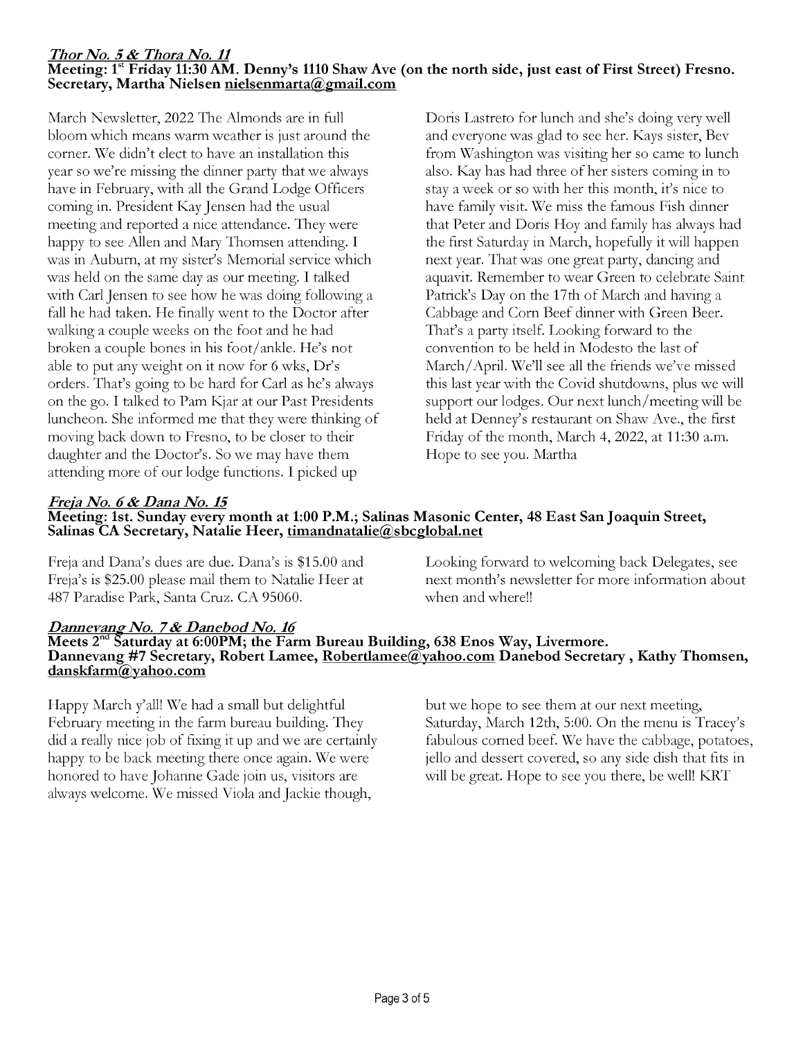### ***Thor No. 5 & Thora No. 11***

**Meeting: 1st Friday 11:30 AM. Denny's 1110 Shaw Ave (on the north side, just east of First Street) Fresno. Secretary, Martha Nielsen nielsenmarta@gmail.com**

March Newsletter, 2022 The Almonds are in full bloom which means warm weather is just around the corner. We didn't elect to have an installation this year so we're missing the dinner party that we always have in February, with all the Grand Lodge Officers coming in. President Kay Jensen had the usual meeting and reported a nice attendance. They were happy to see Allen and Mary Thomsen attending. I was in Auburn, at my sister's Memorial service which was held on the same day as our meeting. I talked with Carl Jensen to see how he was doing following a fall he had taken. He finally went to the Doctor after walking a couple weeks on the foot and he had broken a couple bones in his foot/ankle. He's not able to put any weight on it now for 6 wks, Dr's orders. That's going to be hard for Carl as he's always on the go. I talked to Pam Kjar at our Past Presidents luncheon. She informed me that they were thinking of moving back down to Fresno, to be closer to their daughter and the Doctor's. So we may have them attending more of our lodge functions. I picked up Doris Lastreto for lunch and she's doing very well and everyone was glad to see her. Kays sister, Bev from Washington was visiting her so came to lunch also. Kay has had three of her sisters coming in to stay a week or so with her this month, it's nice to have family visit. We miss the famous Fish dinner that Peter and Doris Hoy and family has always had the first Saturday in March, hopefully it will happen next year. That was one great party, dancing and aquavit. Remember to wear Green to celebrate Saint Patrick's Day on the 17th of March and having a Cabbage and Corn Beef dinner with Green Beer. That's a party itself. Looking forward to the convention to be held in Modesto the last of March/April. We'll see all the friends we've missed this last year with the Covid shutdowns, plus we will support our lodges. Our next lunch/meeting will be held at Denney's restaurant on Shaw Ave., the first Friday of the month, March 4, 2022, at 11:30 a.m. Hope to see you. Martha

### ***Freja No. 6 & Dana No. 15***

**Meeting: 1st. Sunday every month at 1:00 P.M.; Salinas Masonic Center, 48 East San Joaquin Street, Salinas CA Secretary, Natalie Heer, timandnatalie@sbcglobal.net**

Freja and Dana's dues are due. Dana's is $15.00 and Freja's is $25.00 please mail them to Natalie Heer at 487 Paradise Park, Santa Cruz. CA 95060.

Looking forward to welcoming back Delegates, see next month's newsletter for more information about when and where!!

### ***Dannevang No. 7 & Danebod No. 16***

**Meets 2nd Saturday at 6:00PM; the Farm Bureau Building, 638 Enos Way, Livermore. Dannevang #7 Secretary, Robert Lamee, Robertlamee@yahoo.com Danebod Secretary , Kathy Thomsen, danskfarm@yahoo.com**

Happy March y'all! We had a small but delightful February meeting in the farm bureau building. They did a really nice job of fixing it up and we are certainly happy to be back meeting there once again. We were honored to have Johanne Gade join us, visitors are always welcome. We missed Viola and Jackie though, but we hope to see them at our next meeting, Saturday, March 12th, 5:00. On the menu is Tracey's fabulous corned beef. We have the cabbage, potatoes, jello and dessert covered, so any side dish that fits in will be great. Hope to see you there, be well! KRT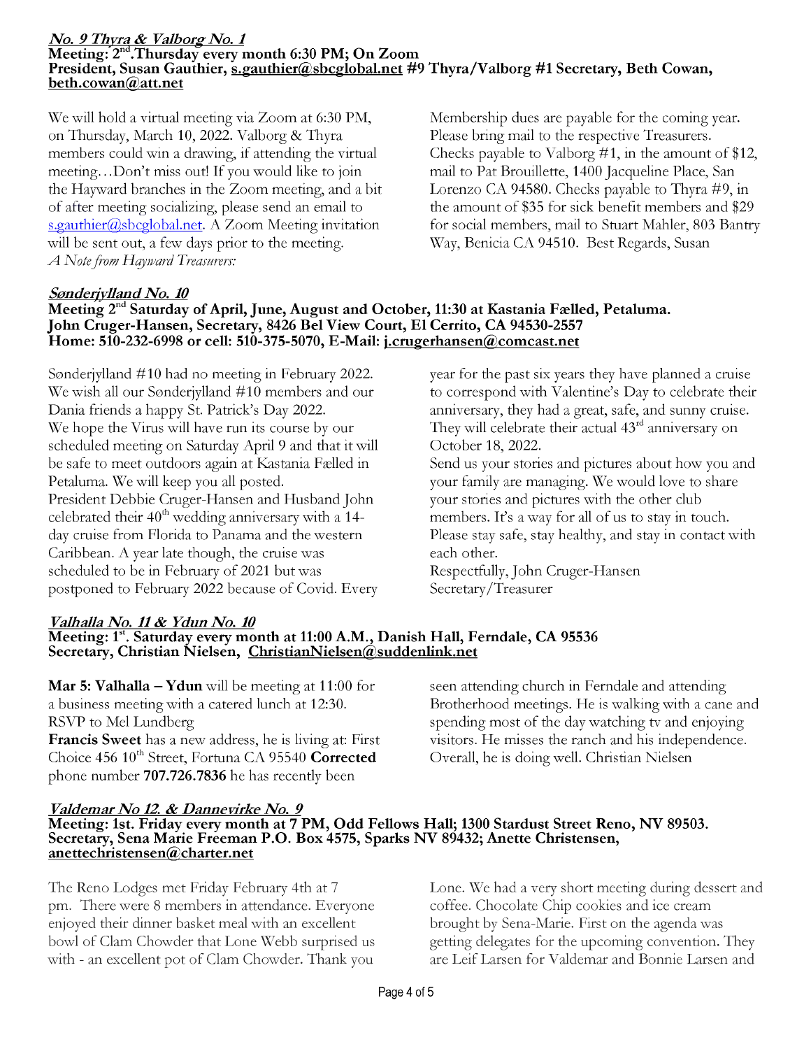## ***No. 9 Thyra & Valborg No. 1***

**Meeting: 2nd.Thursday every month 6:30 PM; On Zoom**
**President, Susan Gauthier, s.gauthier@sbcglobal.net #9 Thyra/Valborg #1 Secretary, Beth Cowan, beth.cowan@att.net**

We will hold a virtual meeting via Zoom at 6:30 PM, on Thursday, March 10, 2022. Valborg & Thyra members could win a drawing, if attending the virtual meeting…Don't miss out! If you would like to join the Hayward branches in the Zoom meeting, and a bit of after meeting socializing, please send an email to s.gauthier@sbcglobal.net. A Zoom Meeting invitation will be sent out, a few days prior to the meeting.

*A Note from Hayward Treasurers:*

Membership dues are payable for the coming year. Please bring mail to the respective Treasurers. Checks payable to Valborg #1, in the amount of $12, mail to Pat Brouillette, 1400 Jacqueline Place, San Lorenzo CA 94580. Checks payable to Thyra #9, in the amount of $35 for sick benefit members and $29 for social members, mail to Stuart Mahler, 803 Bantry Way, Benicia CA 94510. Best Regards, Susan

## ***Sønderjylland No. 10***

**Meeting 2nd Saturday of April, June, August and October, 11:30 at Kastania Fælled, Petaluma.**
**John Cruger-Hansen, Secretary, 8426 Bel View Court, El Cerrito, CA 94530-2557**
**Home: 510-232-6998 or cell: 510-375-5070, E-Mail: j.crugerhansen@comcast.net**

Sønderjylland #10 had no meeting in February 2022. We wish all our Sønderjylland #10 members and our Dania friends a happy St. Patrick's Day 2022.
We hope the Virus will have run its course by our scheduled meeting on Saturday April 9 and that it will be safe to meet outdoors again at Kastania Fælled in Petaluma. We will keep you all posted.
President Debbie Cruger-Hansen and Husband John celebrated their 40th wedding anniversary with a 14-day cruise from Florida to Panama and the western Caribbean. A year late though, the cruise was scheduled to be in February of 2021 but was postponed to February 2022 because of Covid. Every year for the past six years they have planned a cruise to correspond with Valentine's Day to celebrate their anniversary, they had a great, safe, and sunny cruise. They will celebrate their actual 43rd anniversary on October 18, 2022.
Send us your stories and pictures about how you and your family are managing. We would love to share your stories and pictures with the other club members. It's a way for all of us to stay in touch. Please stay safe, stay healthy, and stay in contact with each other.
Respectfully, John Cruger-Hansen
Secretary/Treasurer

## ***Valhalla No. 11 & Ydun No. 10***

**Meeting: 1st. Saturday every month at 11:00 A.M., Danish Hall, Ferndale, CA 95536**
**Secretary, Christian Nielsen, ChristianNielsen@suddenlink.net**

**Mar 5: Valhalla – Ydun** will be meeting at 11:00 for a business meeting with a catered lunch at 12:30. RSVP to Mel Lundberg
**Francis Sweet** has a new address, he is living at: First Choice 456 10th Street, Fortuna CA 95540 **Corrected** phone number **707.726.7836** he has recently been seen attending church in Ferndale and attending Brotherhood meetings. He is walking with a cane and spending most of the day watching tv and enjoying visitors. He misses the ranch and his independence. Overall, he is doing well. Christian Nielsen

## ***Valdemar No 12. & Dannevirke No. 9***

**Meeting: 1st. Friday every month at 7 PM, Odd Fellows Hall; 1300 Stardust Street Reno, NV 89503.**
**Secretary, Sena Marie Freeman P.O. Box 4575, Sparks NV 89432; Anette Christensen, anettechristensen@charter.net**

The Reno Lodges met Friday February 4th at 7 pm. There were 8 members in attendance. Everyone enjoyed their dinner basket meal with an excellent bowl of Clam Chowder that Lone Webb surprised us with - an excellent pot of Clam Chowder. Thank you Lone. We had a very short meeting during dessert and coffee. Chocolate Chip cookies and ice cream brought by Sena-Marie. First on the agenda was getting delegates for the upcoming convention. They are Leif Larsen for Valdemar and Bonnie Larsen and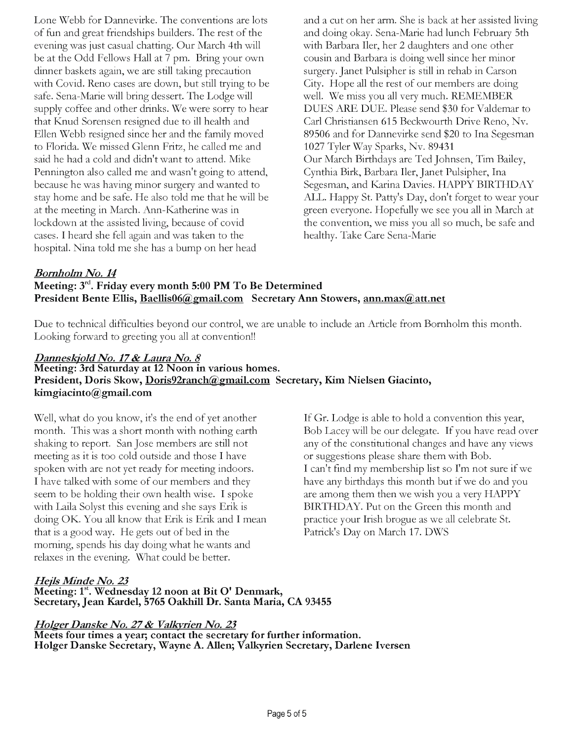Lone Webb for Dannevirke. The conventions are lots of fun and great friendships builders. The rest of the evening was just casual chatting. Our March 4th will be at the Odd Fellows Hall at 7 pm. Bring your own dinner baskets again, we are still taking precaution with Covid. Reno cases are down, but still trying to be safe. Sena-Marie will bring dessert. The Lodge will supply coffee and other drinks. We were sorry to hear that Knud Sorensen resigned due to ill health and Ellen Webb resigned since her and the family moved to Florida. We missed Glenn Fritz, he called me and said he had a cold and didn't want to attend. Mike Pennington also called me and wasn't going to attend, because he was having minor surgery and wanted to stay home and be safe. He also told me that he will be at the meeting in March. Ann-Katherine was in lockdown at the assisted living, because of covid cases. I heard she fell again and was taken to the hospital. Nina told me she has a bump on her head and a cut on her arm. She is back at her assisted living and doing okay. Sena-Marie had lunch February 5th with Barbara Iler, her 2 daughters and one other cousin and Barbara is doing well since her minor surgery. Janet Pulsipher is still in rehab in Carson City. Hope all the rest of our members are doing well. We miss you all very much. REMEMBER DUES ARE DUE. Please send $30 for Valdemar to Carl Christiansen 615 Beckwourth Drive Reno, Nv. 89506 and for Dannevirke send $20 to Ina Segesman 1027 Tyler Way Sparks, Nv. 89431

Our March Birthdays are Ted Johnsen, Tim Bailey, Cynthia Birk, Barbara Iler, Janet Pulsipher, Ina Segesman, and Karina Davies. HAPPY BIRTHDAY ALL. Happy St. Patty's Day, don't forget to wear your green everyone. Hopefully we see you all in March at the convention, we miss you all so much, be safe and healthy. Take Care Sena-Marie

### *Bornholm No. 14*

**Meeting: 3rd. Friday every month 5:00 PM To Be Determined**
**President Bente Ellis, Baellis06@gmail.com Secretary Ann Stowers, ann.max@att.net**

Due to technical difficulties beyond our control, we are unable to include an Article from Bornholm this month. Looking forward to greeting you all at convention!!

### *Danneskjold No. 17 & Laura No. 8*

**Meeting: 3rd Saturday at 12 Noon in various homes.**
**President, Doris Skow, Doris92ranch@gmail.com Secretary, Kim Nielsen Giacinto, kimgiacinto@gmail.com**

Well, what do you know, it's the end of yet another month. This was a short month with nothing earth shaking to report. San Jose members are still not meeting as it is too cold outside and those I have spoken with are not yet ready for meeting indoors. I have talked with some of our members and they seem to be holding their own health wise. I spoke with Laila Solyst this evening and she says Erik is doing OK. You all know that Erik is Erik and I mean that is a good way. He gets out of bed in the morning, spends his day doing what he wants and relaxes in the evening. What could be better.

If Gr. Lodge is able to hold a convention this year, Bob Lacey will be our delegate. If you have read over any of the constitutional changes and have any views or suggestions please share them with Bob.

I can't find my membership list so I'm not sure if we have any birthdays this month but if we do and you are among them then we wish you a very HAPPY BIRTHDAY. Put on the Green this month and practice your Irish brogue as we all celebrate St. Patrick's Day on March 17. DWS

### *Hejls Minde No. 23*

**Meeting: 1st. Wednesday 12 noon at Bit O' Denmark,**
**Secretary, Jean Kardel, 5765 Oakhill Dr. Santa Maria, CA 93455**

### *Holger Danske No. 27 & Valkyrien No. 23*

**Meets four times a year; contact the secretary for further information.**
**Holger Danske Secretary, Wayne A. Allen; Valkyrien Secretary, Darlene Iversen**